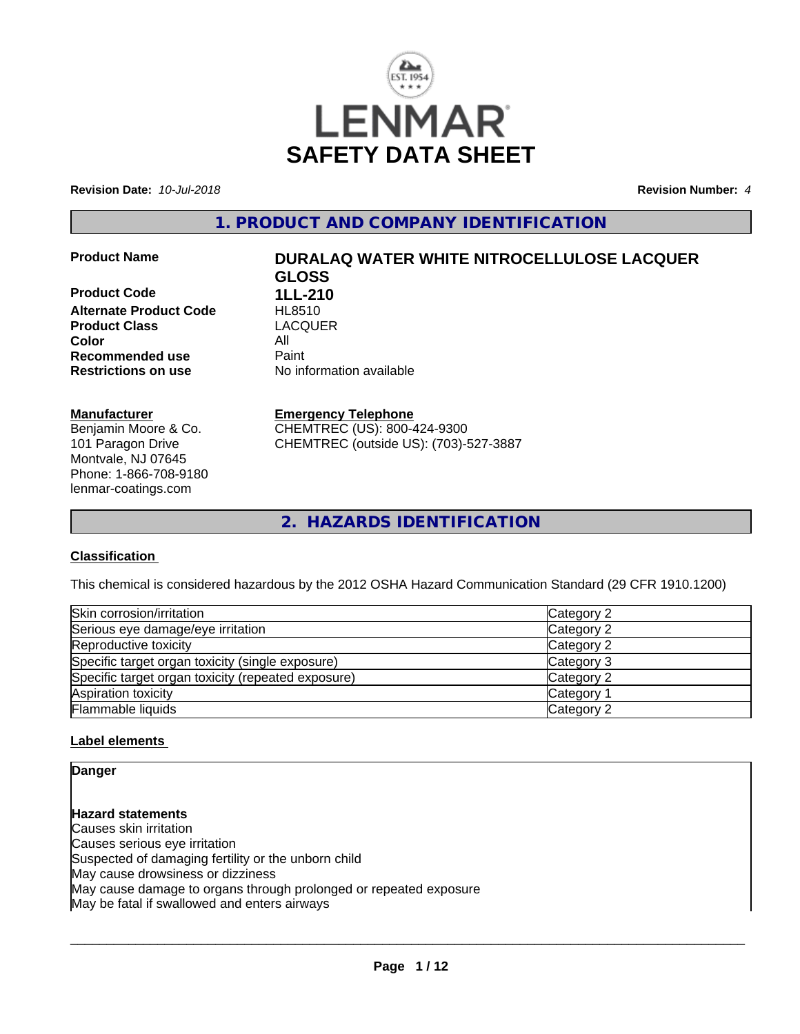# LENMAR

# SAFETY DATA SHEET

**Revision Date:** *10-Jul-2018*

**Revision Number:** *4*

## 1. PRODUCT AND COMPANY IDENTIFICATION

| | |
|---|---|
| **Product Name** | **DURALAQ WATER WHITE NITROCELLULOSE LACQUER GLOSS** |
| **Product Code** | **1LL-210** |
| **Alternate Product Code** | HL8510 |
| **Product Class** | LACQUER |
| **Color** | All |
| **Recommended use** | Paint |
| **Restrictions on use** | No information available |

**Manufacturer**
Benjamin Moore & Co.
101 Paragon Drive
Montvale, NJ 07645
Phone: 1-866-708-9180
lenmar-coatings.com

**Emergency Telephone**
CHEMTREC (US): 800-424-9300
CHEMTREC (outside US): (703)-527-3887

## 2. HAZARDS IDENTIFICATION

### Classification

This chemical is considered hazardous by the 2012 OSHA Hazard Communication Standard (29 CFR 1910.1200)

| | |
|---|---|
| Skin corrosion/irritation | Category 2 |
| Serious eye damage/eye irritation | Category 2 |
| Reproductive toxicity | Category 2 |
| Specific target organ toxicity (single exposure) | Category 3 |
| Specific target organ toxicity (repeated exposure) | Category 2 |
| Aspiration toxicity | Category 1 |
| Flammable liquids | Category 2 |

### Label elements

**Danger**

**Hazard statements**
Causes skin irritation
Causes serious eye irritation
Suspected of damaging fertility or the unborn child
May cause drowsiness or dizziness
May cause damage to organs through prolonged or repeated exposure
May be fatal if swallowed and enters airways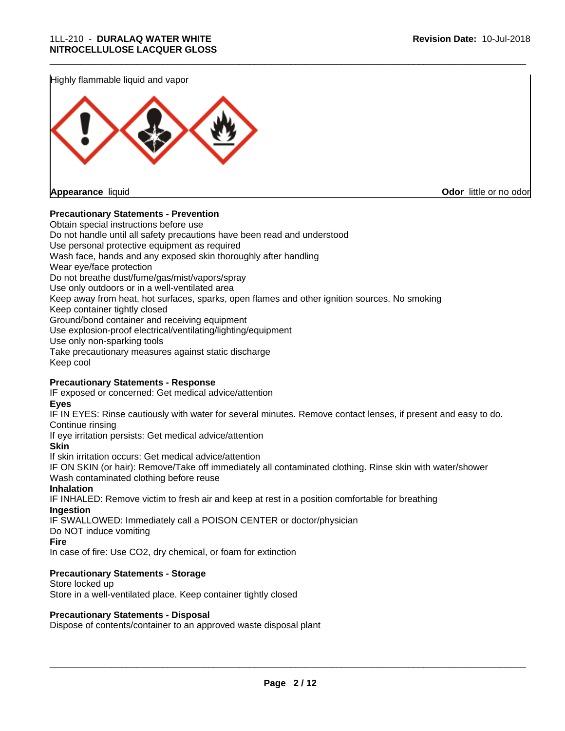Highly flammable liquid and vapor

**Appearance** liquid

**Odor** little or no odor

**Precautionary Statements - Prevention**

Obtain special instructions before use
Do not handle until all safety precautions have been read and understood
Use personal protective equipment as required
Wash face, hands and any exposed skin thoroughly after handling
Wear eye/face protection
Do not breathe dust/fume/gas/mist/vapors/spray
Use only outdoors or in a well-ventilated area
Keep away from heat, hot surfaces, sparks, open flames and other ignition sources. No smoking
Keep container tightly closed
Ground/bond container and receiving equipment
Use explosion-proof electrical/ventilating/lighting/equipment
Use only non-sparking tools
Take precautionary measures against static discharge
Keep cool

**Precautionary Statements - Response**

IF exposed or concerned: Get medical advice/attention

**Eyes**

IF IN EYES: Rinse cautiously with water for several minutes. Remove contact lenses, if present and easy to do. Continue rinsing
If eye irritation persists: Get medical advice/attention

**Skin**

If skin irritation occurs: Get medical advice/attention
IF ON SKIN (or hair): Remove/Take off immediately all contaminated clothing. Rinse skin with water/shower
Wash contaminated clothing before reuse

**Inhalation**

IF INHALED: Remove victim to fresh air and keep at rest in a position comfortable for breathing

**Ingestion**

IF SWALLOWED: Immediately call a POISON CENTER or doctor/physician
Do NOT induce vomiting

**Fire**

In case of fire: Use CO2, dry chemical, or foam for extinction

**Precautionary Statements - Storage**

Store locked up
Store in a well-ventilated place. Keep container tightly closed

**Precautionary Statements - Disposal**

Dispose of contents/container to an approved waste disposal plant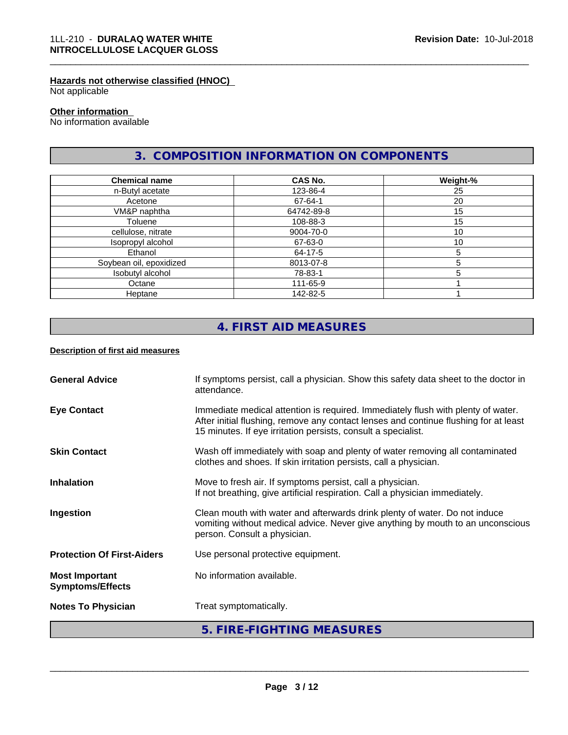#### Hazards not otherwise classified (HNOC)

Not applicable

#### Other information

No information available

## 3. COMPOSITION INFORMATION ON COMPONENTS

| Chemical name | CAS No. | Weight-% |
|---|---|---|
| n-Butyl acetate | 123-86-4 | 25 |
| Acetone | 67-64-1 | 20 |
| VM&P naphtha | 64742-89-8 | 15 |
| Toluene | 108-88-3 | 15 |
| cellulose, nitrate | 9004-70-0 | 10 |
| Isopropyl alcohol | 67-63-0 | 10 |
| Ethanol | 64-17-5 | 5 |
| Soybean oil, epoxidized | 8013-07-8 | 5 |
| Isobutyl alcohol | 78-83-1 | 5 |
| Octane | 111-65-9 | 1 |
| Heptane | 142-82-5 | 1 |

## 4. FIRST AID MEASURES

#### Description of first aid measures

**General Advice** If symptoms persist, call a physician. Show this safety data sheet to the doctor in attendance.

**Eye Contact** Immediate medical attention is required. Immediately flush with plenty of water. After initial flushing, remove any contact lenses and continue flushing for at least 15 minutes. If eye irritation persists, consult a specialist.

**Skin Contact** Wash off immediately with soap and plenty of water removing all contaminated clothes and shoes. If skin irritation persists, call a physician.

**Inhalation** Move to fresh air. If symptoms persist, call a physician.
If not breathing, give artificial respiration. Call a physician immediately.

**Ingestion** Clean mouth with water and afterwards drink plenty of water. Do not induce vomiting without medical advice. Never give anything by mouth to an unconscious person. Consult a physician.

**Protection Of First-Aiders** Use personal protective equipment.

**Most Important Symptoms/Effects** No information available.

**Notes To Physician** Treat symptomatically.

## 5. FIRE-FIGHTING MEASURES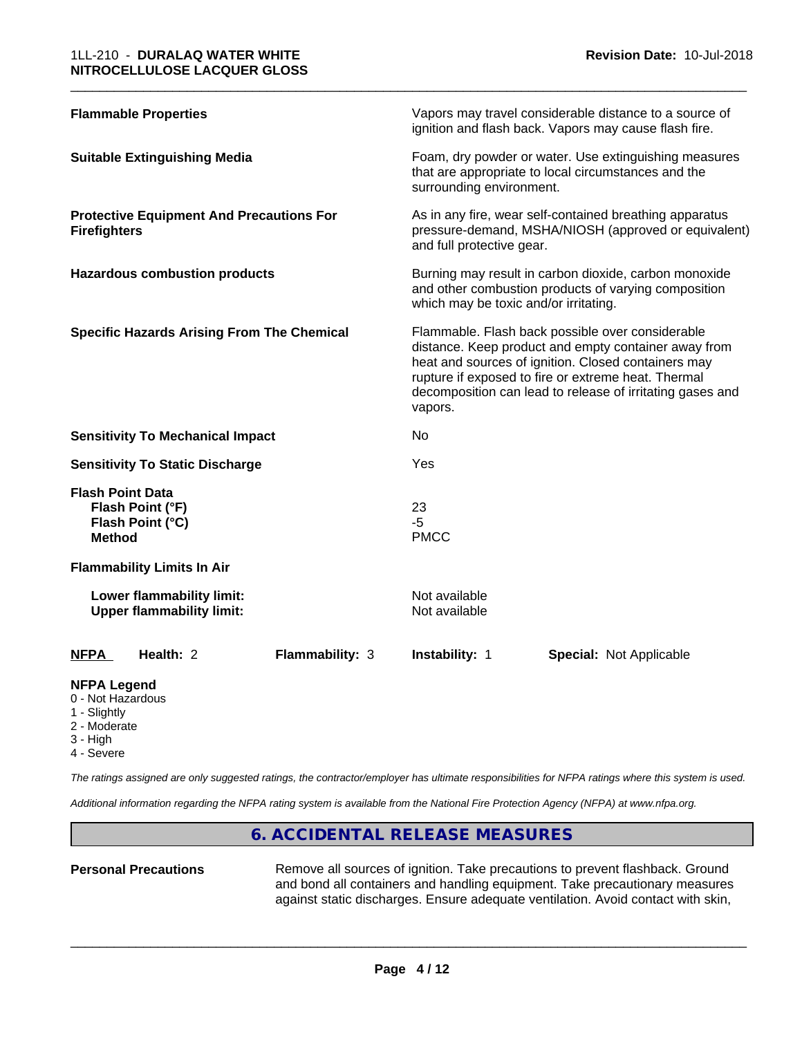| | |
|---|---|
| **Flammable Properties** | Vapors may travel considerable distance to a source of ignition and flash back. Vapors may cause flash fire. |
| **Suitable Extinguishing Media** | Foam, dry powder or water. Use extinguishing measures that are appropriate to local circumstances and the surrounding environment. |
| **Protective Equipment And Precautions For Firefighters** | As in any fire, wear self-contained breathing apparatus pressure-demand, MSHA/NIOSH (approved or equivalent) and full protective gear. |
| **Hazardous combustion products** | Burning may result in carbon dioxide, carbon monoxide and other combustion products of varying composition which may be toxic and/or irritating. |
| **Specific Hazards Arising From The Chemical** | Flammable. Flash back possible over considerable distance. Keep product and empty container away from heat and sources of ignition. Closed containers may rupture if exposed to fire or extreme heat. Thermal decomposition can lead to release of irritating gases and vapors. |
| **Sensitivity To Mechanical Impact** | No |
| **Sensitivity To Static Discharge** | Yes |

**Flash Point Data**

| | |
|---|---|
| **Flash Point (°F)** | 23 |
| **Flash Point (°C)** | -5 |
| **Method** | PMCC |

**Flammability Limits In Air**

| | |
|---|---|
| **Lower flammability limit:** | Not available |
| **Upper flammability limit:** | Not available |

| **NFPA** | **Health:** 2 | **Flammability:** 3 | **Instability:** 1 | **Special:** Not Applicable |
|---|---|---|---|---|

**NFPA Legend**
- 0 - Not Hazardous
- 1 - Slightly
- 2 - Moderate
- 3 - High
- 4 - Severe

*The ratings assigned are only suggested ratings, the contractor/employer has ultimate responsibilities for NFPA ratings where this system is used.*

*Additional information regarding the NFPA rating system is available from the National Fire Protection Agency (NFPA) at www.nfpa.org.*

## 6. ACCIDENTAL RELEASE MEASURES

**Personal Precautions** Remove all sources of ignition. Take precautions to prevent flashback. Ground and bond all containers and handling equipment. Take precautionary measures against static discharges. Ensure adequate ventilation. Avoid contact with skin,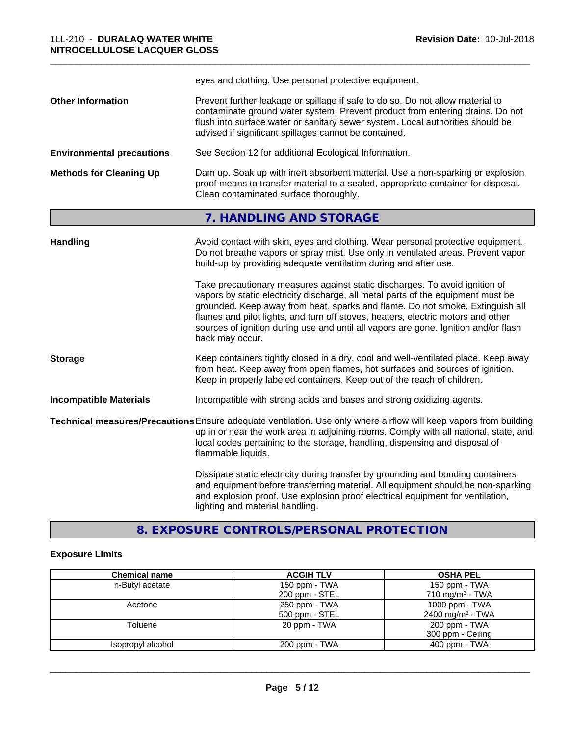eyes and clothing. Use personal protective equipment.

**Other Information**

Prevent further leakage or spillage if safe to do so. Do not allow material to contaminate ground water system. Prevent product from entering drains. Do not flush into surface water or sanitary sewer system. Local authorities should be advised if significant spillages cannot be contained.

**Environmental precautions**

See Section 12 for additional Ecological Information.

**Methods for Cleaning Up**

Dam up. Soak up with inert absorbent material. Use a non-sparking or explosion proof means to transfer material to a sealed, appropriate container for disposal. Clean contaminated surface thoroughly.

## 7. HANDLING AND STORAGE

**Handling**

Avoid contact with skin, eyes and clothing. Wear personal protective equipment. Do not breathe vapors or spray mist. Use only in ventilated areas. Prevent vapor build-up by providing adequate ventilation during and after use.

Take precautionary measures against static discharges. To avoid ignition of vapors by static electricity discharge, all metal parts of the equipment must be grounded. Keep away from heat, sparks and flame. Do not smoke. Extinguish all flames and pilot lights, and turn off stoves, heaters, electric motors and other sources of ignition during use and until all vapors are gone. Ignition and/or flash back may occur.

**Storage**

Keep containers tightly closed in a dry, cool and well-ventilated place. Keep away from heat. Keep away from open flames, hot surfaces and sources of ignition. Keep in properly labeled containers. Keep out of the reach of children.

**Incompatible Materials**

Incompatible with strong acids and bases and strong oxidizing agents.

**Technical measures/Precautions**

Ensure adequate ventilation. Use only where airflow will keep vapors from building up in or near the work area in adjoining rooms. Comply with all national, state, and local codes pertaining to the storage, handling, dispensing and disposal of flammable liquids.

Dissipate static electricity during transfer by grounding and bonding containers and equipment before transferring material. All equipment should be non-sparking and explosion proof. Use explosion proof electrical equipment for ventilation, lighting and material handling.

## 8. EXPOSURE CONTROLS/PERSONAL PROTECTION

### Exposure Limits

| Chemical name | ACGIH TLV | OSHA PEL |
|---|---|---|
| n-Butyl acetate | 150 ppm - TWA<br>200 ppm - STEL | 150 ppm - TWA<br>710 mg/m$^3$ - TWA |
| Acetone | 250 ppm - TWA<br>500 ppm - STEL | 1000 ppm - TWA<br>2400 mg/m$^3$ - TWA |
| Toluene | 20 ppm - TWA | 200 ppm - TWA<br>300 ppm - Ceiling |
| Isopropyl alcohol | 200 ppm - TWA | 400 ppm - TWA |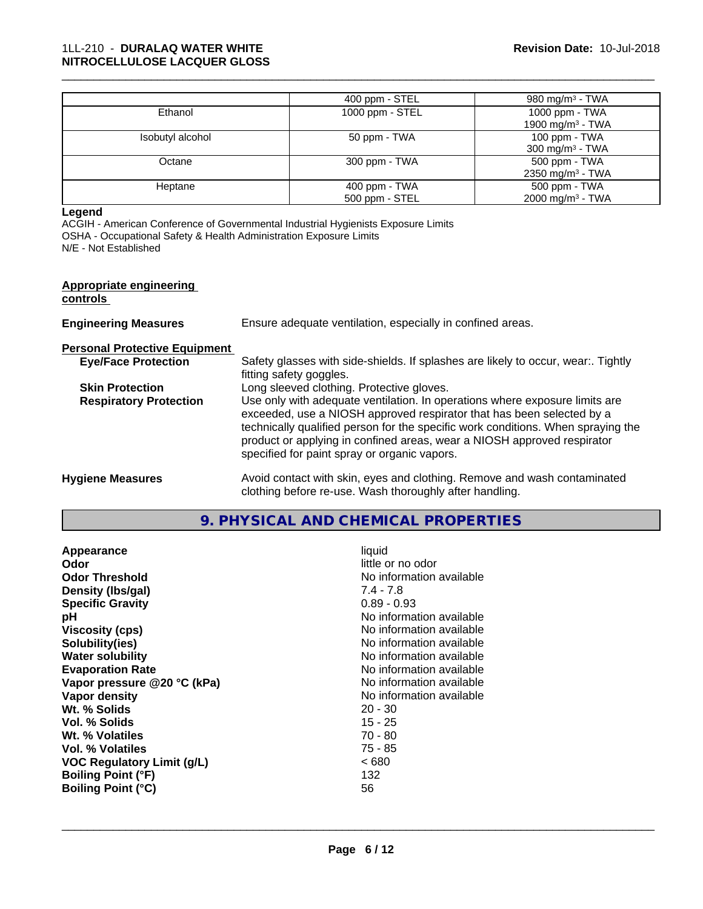| | 400 ppm - STEL | 980 mg/m³ - TWA |
|---|---|---|
| Ethanol | 1000 ppm - STEL | 1000 ppm - TWA<br>1900 mg/m³ - TWA |
| Isobutyl alcohol | 50 ppm - TWA | 100 ppm - TWA<br>300 mg/m³ - TWA |
| Octane | 300 ppm - TWA | 500 ppm - TWA<br>2350 mg/m³ - TWA |
| Heptane | 400 ppm - TWA<br>500 ppm - STEL | 500 ppm - TWA<br>2000 mg/m³ - TWA |

**Legend**

ACGIH - American Conference of Governmental Industrial Hygienists Exposure Limits
OSHA - Occupational Safety & Health Administration Exposure Limits
N/E - Not Established

**Appropriate engineering controls**

**Engineering Measures** Ensure adequate ventilation, especially in confined areas.

**Personal Protective Equipment**

**Eye/Face Protection** Safety glasses with side-shields. If splashes are likely to occur, wear:. Tightly fitting safety goggles.

**Skin Protection** Long sleeved clothing. Protective gloves.

**Respiratory Protection** Use only with adequate ventilation. In operations where exposure limits are exceeded, use a NIOSH approved respirator that has been selected by a technically qualified person for the specific work conditions. When spraying the product or applying in confined areas, wear a NIOSH approved respirator specified for paint spray or organic vapors.

**Hygiene Measures** Avoid contact with skin, eyes and clothing. Remove and wash contaminated clothing before re-use. Wash thoroughly after handling.

## 9. PHYSICAL AND CHEMICAL PROPERTIES

| | |
|---|---|
| **Appearance** | liquid |
| **Odor** | little or no odor |
| **Odor Threshold** | No information available |
| **Density (lbs/gal)** | 7.4 - 7.8 |
| **Specific Gravity** | 0.89 - 0.93 |
| **pH** | No information available |
| **Viscosity (cps)** | No information available |
| **Solubility(ies)** | No information available |
| **Water solubility** | No information available |
| **Evaporation Rate** | No information available |
| **Vapor pressure @20 °C (kPa)** | No information available |
| **Vapor density** | No information available |
| **Wt. % Solids** | 20 - 30 |
| **Vol. % Solids** | 15 - 25 |
| **Wt. % Volatiles** | 70 - 80 |
| **Vol. % Volatiles** | 75 - 85 |
| **VOC Regulatory Limit (g/L)** | < 680 |
| **Boiling Point (°F)** | 132 |
| **Boiling Point (°C)** | 56 |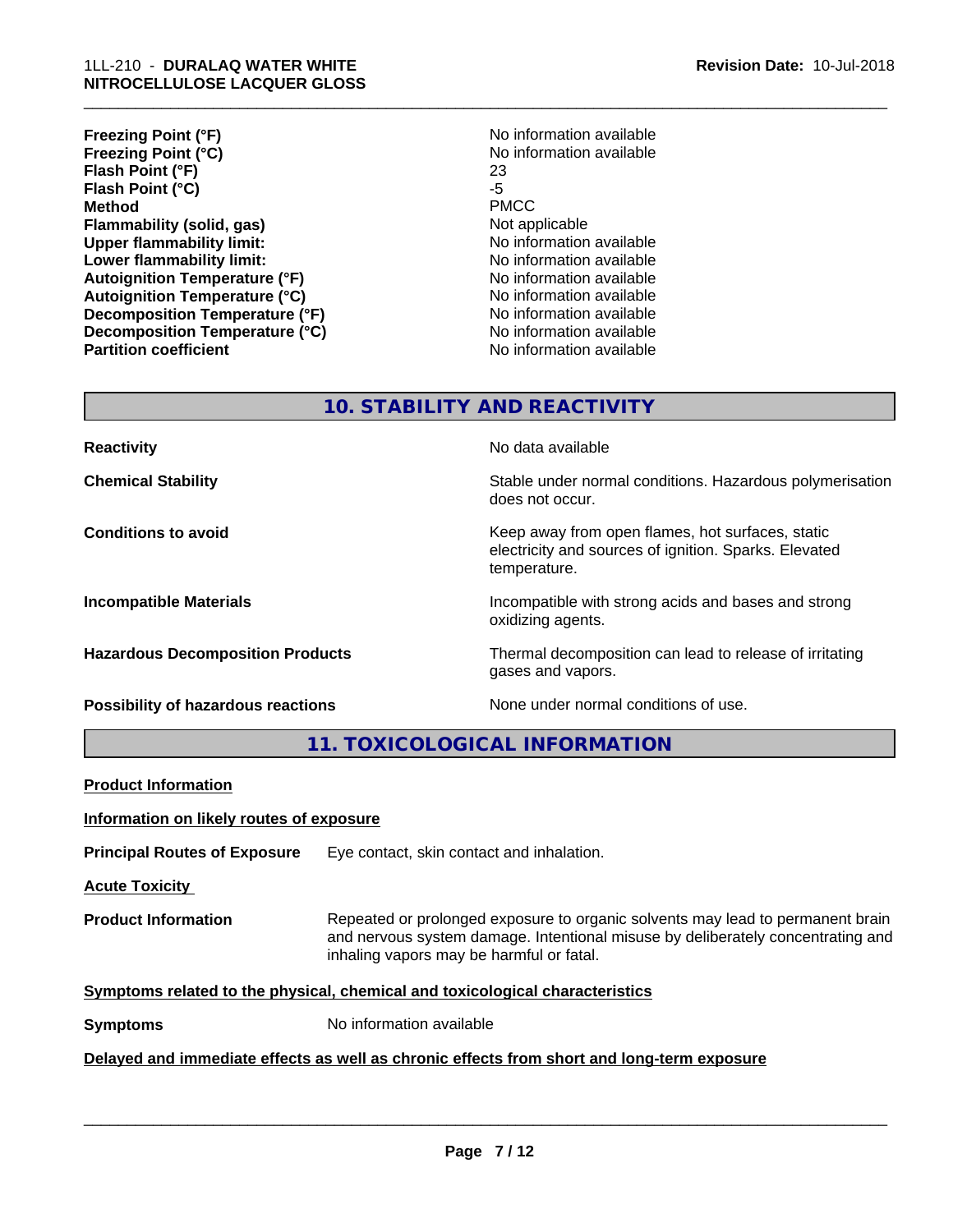| | |
|---|---|
| **Freezing Point (°F)** | No information available |
| **Freezing Point (°C)** | No information available |
| **Flash Point (°F)** | 23 |
| **Flash Point (°C)** | -5 |
| **Method** | PMCC |
| **Flammability (solid, gas)** | Not applicable |
| **Upper flammability limit:** | No information available |
| **Lower flammability limit:** | No information available |
| **Autoignition Temperature (°F)** | No information available |
| **Autoignition Temperature (°C)** | No information available |
| **Decomposition Temperature (°F)** | No information available |
| **Decomposition Temperature (°C)** | No information available |
| **Partition coefficient** | No information available |

## 10. STABILITY AND REACTIVITY

| | |
|---|---|
| **Reactivity** | No data available |
| **Chemical Stability** | Stable under normal conditions. Hazardous polymerisation does not occur. |
| **Conditions to avoid** | Keep away from open flames, hot surfaces, static electricity and sources of ignition. Sparks. Elevated temperature. |
| **Incompatible Materials** | Incompatible with strong acids and bases and strong oxidizing agents. |
| **Hazardous Decomposition Products** | Thermal decomposition can lead to release of irritating gases and vapors. |
| **Possibility of hazardous reactions** | None under normal conditions of use. |

## 11. TOXICOLOGICAL INFORMATION

**Product Information**

**Information on likely routes of exposure**

**Principal Routes of Exposure** Eye contact, skin contact and inhalation.

**Acute Toxicity**

**Product Information** Repeated or prolonged exposure to organic solvents may lead to permanent brain and nervous system damage. Intentional misuse by deliberately concentrating and inhaling vapors may be harmful or fatal.

**Symptoms related to the physical, chemical and toxicological characteristics**

**Symptoms** No information available

**Delayed and immediate effects as well as chronic effects from short and long-term exposure**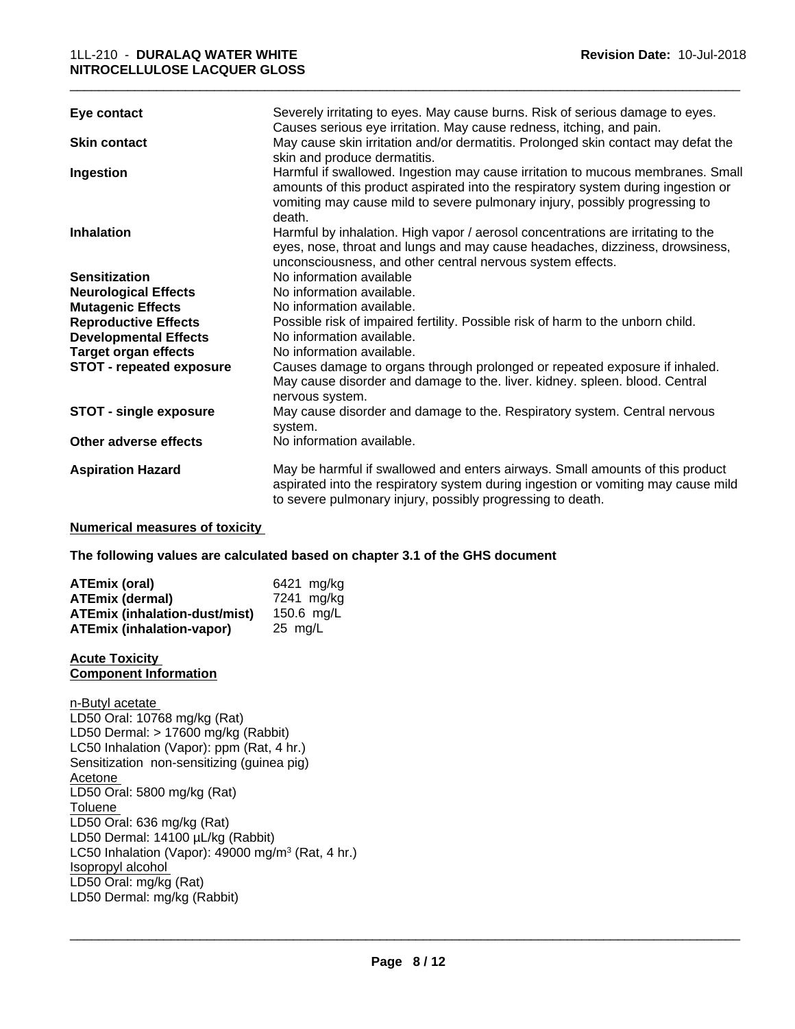| | |
|---|---|
| **Eye contact** | Severely irritating to eyes. May cause burns. Risk of serious damage to eyes. Causes serious eye irritation. May cause redness, itching, and pain. |
| **Skin contact** | May cause skin irritation and/or dermatitis. Prolonged skin contact may defat the skin and produce dermatitis. |
| **Ingestion** | Harmful if swallowed. Ingestion may cause irritation to mucous membranes. Small amounts of this product aspirated into the respiratory system during ingestion or vomiting may cause mild to severe pulmonary injury, possibly progressing to death. |
| **Inhalation** | Harmful by inhalation. High vapor / aerosol concentrations are irritating to the eyes, nose, throat and lungs and may cause headaches, dizziness, drowsiness, unconsciousness, and other central nervous system effects. |
| **Sensitization** | No information available |
| **Neurological Effects** | No information available. |
| **Mutagenic Effects** | No information available. |
| **Reproductive Effects** | Possible risk of impaired fertility. Possible risk of harm to the unborn child. |
| **Developmental Effects** | No information available. |
| **Target organ effects** | No information available. |
| **STOT - repeated exposure** | Causes damage to organs through prolonged or repeated exposure if inhaled. May cause disorder and damage to the. liver. kidney. spleen. blood. Central nervous system. |
| **STOT - single exposure** | May cause disorder and damage to the. Respiratory system. Central nervous system. |
| **Other adverse effects** | No information available. |
| **Aspiration Hazard** | May be harmful if swallowed and enters airways. Small amounts of this product aspirated into the respiratory system during ingestion or vomiting may cause mild to severe pulmonary injury, possibly progressing to death. |

**Numerical measures of toxicity**

**The following values are calculated based on chapter 3.1 of the GHS document**

| | |
|---|---|
| **ATEmix (oral)** | 6421 mg/kg |
| **ATEmix (dermal)** | 7241 mg/kg |
| **ATEmix (inhalation-dust/mist)** | 150.6 mg/L |
| **ATEmix (inhalation-vapor)** | 25 mg/L |

**Acute Toxicity**
**Component Information**

n-Butyl acetate
LD50 Oral: 10768 mg/kg (Rat)
LD50 Dermal: > 17600 mg/kg (Rabbit)
LC50 Inhalation (Vapor): ppm (Rat, 4 hr.)
Sensitization non-sensitizing (guinea pig)
Acetone
LD50 Oral: 5800 mg/kg (Rat)
Toluene
LD50 Oral: 636 mg/kg (Rat)
LD50 Dermal: 14100 µL/kg (Rabbit)
LC50 Inhalation (Vapor): 49000 mg/m$^3$ (Rat, 4 hr.)
Isopropyl alcohol
LD50 Oral: mg/kg (Rat)
LD50 Dermal: mg/kg (Rabbit)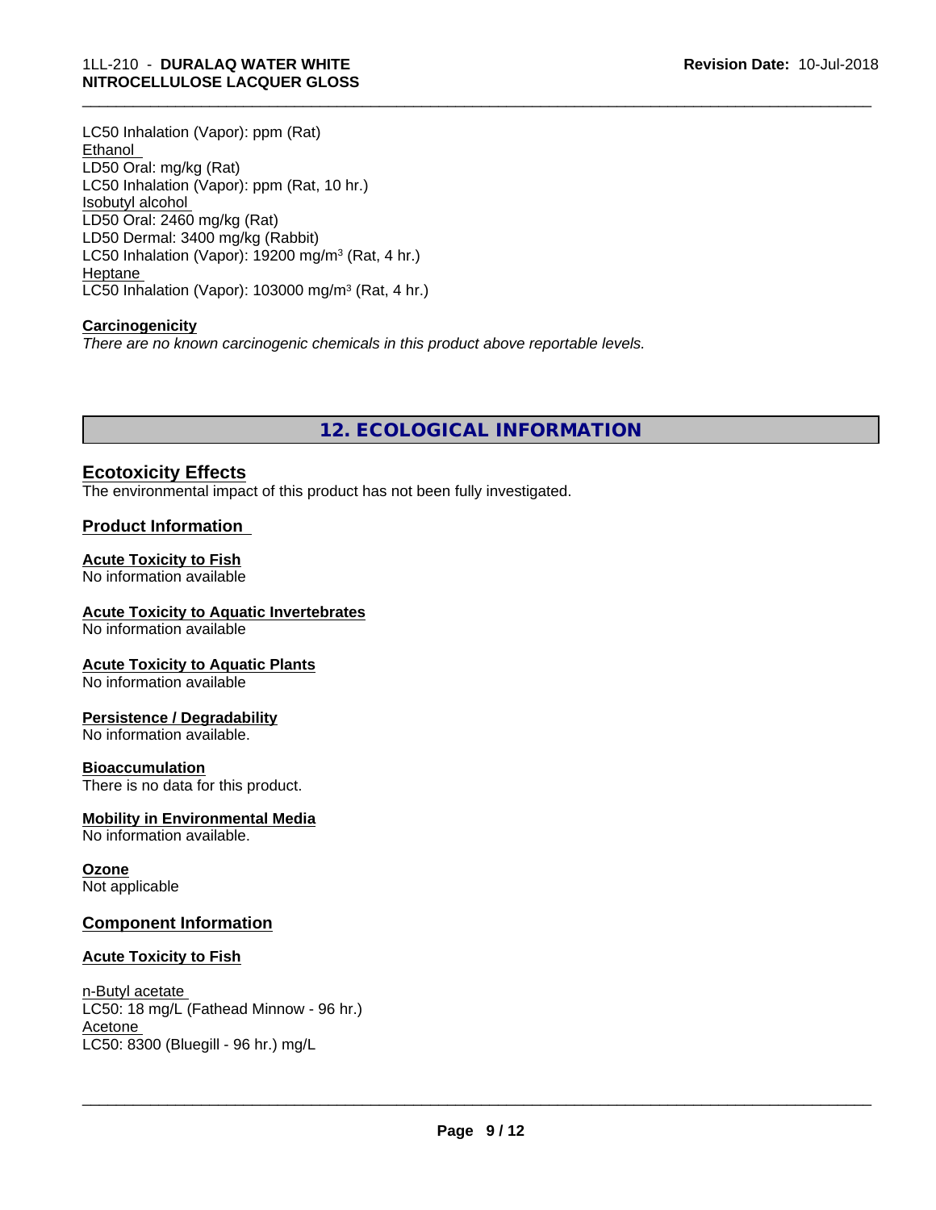LC50 Inhalation (Vapor): ppm (Rat)

Ethanol

LD50 Oral: mg/kg (Rat)

LC50 Inhalation (Vapor): ppm (Rat, 10 hr.)

Isobutyl alcohol

LD50 Oral: 2460 mg/kg (Rat)

LD50 Dermal: 3400 mg/kg (Rabbit)

LC50 Inhalation (Vapor): 19200 mg/m$^3$ (Rat, 4 hr.)

Heptane

LC50 Inhalation (Vapor): 103000 mg/m$^3$ (Rat, 4 hr.)

**Carcinogenicity**

*There are no known carcinogenic chemicals in this product above reportable levels.*

## 12. ECOLOGICAL INFORMATION

### Ecotoxicity Effects

The environmental impact of this product has not been fully investigated.

### Product Information

**Acute Toxicity to Fish**

No information available

**Acute Toxicity to Aquatic Invertebrates**

No information available

**Acute Toxicity to Aquatic Plants**

No information available

**Persistence / Degradability**

No information available.

**Bioaccumulation**

There is no data for this product.

**Mobility in Environmental Media**

No information available.

**Ozone**

Not applicable

### Component Information

**Acute Toxicity to Fish**

n-Butyl acetate

LC50: 18 mg/L (Fathead Minnow - 96 hr.)

Acetone

LC50: 8300 (Bluegill - 96 hr.) mg/L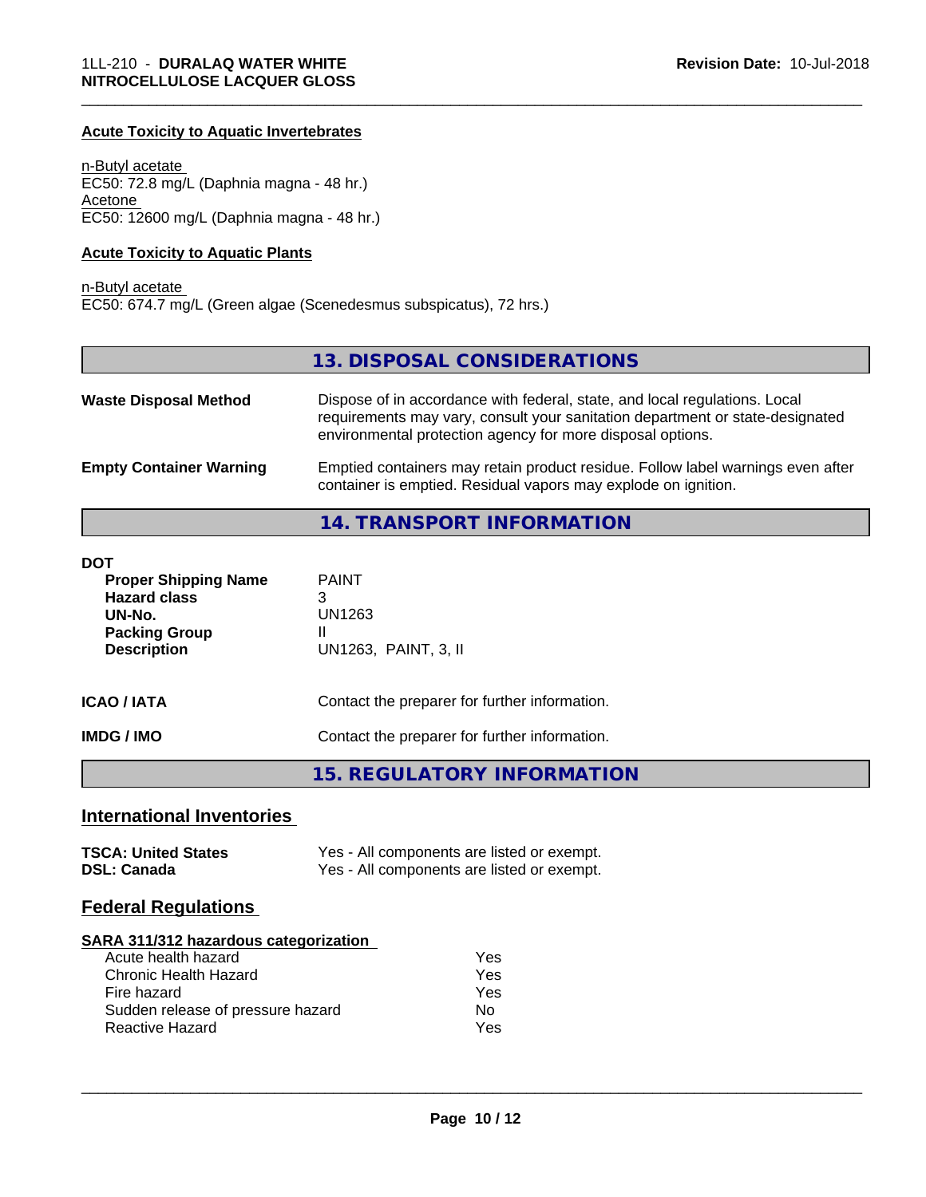### Acute Toxicity to Aquatic Invertebrates

n-Butyl acetate
EC50: 72.8 mg/L (Daphnia magna - 48 hr.)
Acetone
EC50: 12600 mg/L (Daphnia magna - 48 hr.)

### Acute Toxicity to Aquatic Plants

n-Butyl acetate
EC50: 674.7 mg/L (Green algae (Scenedesmus subspicatus), 72 hrs.)

## 13. DISPOSAL CONSIDERATIONS

| | |
|---|---|
| **Waste Disposal Method** | Dispose of in accordance with federal, state, and local regulations. Local requirements may vary, consult your sanitation department or state-designated environmental protection agency for more disposal options. |
| **Empty Container Warning** | Emptied containers may retain product residue. Follow label warnings even after container is emptied. Residual vapors may explode on ignition. |

## 14. TRANSPORT INFORMATION

**DOT**

| | |
|---|---|
| **Proper Shipping Name** | PAINT |
| **Hazard class** | 3 |
| **UN-No.** | UN1263 |
| **Packing Group** | II |
| **Description** | UN1263, PAINT, 3, II |

| | |
|---|---|
| **ICAO / IATA** | Contact the preparer for further information. |
| **IMDG / IMO** | Contact the preparer for further information. |

## 15. REGULATORY INFORMATION

### International Inventories

| | |
|---|---|
| **TSCA: United States** | Yes - All components are listed or exempt. |
| **DSL: Canada** | Yes - All components are listed or exempt. |

### Federal Regulations

**SARA 311/312 hazardous categorization**

| | |
|---|---|
| Acute health hazard | Yes |
| Chronic Health Hazard | Yes |
| Fire hazard | Yes |
| Sudden release of pressure hazard | No |
| Reactive Hazard | Yes |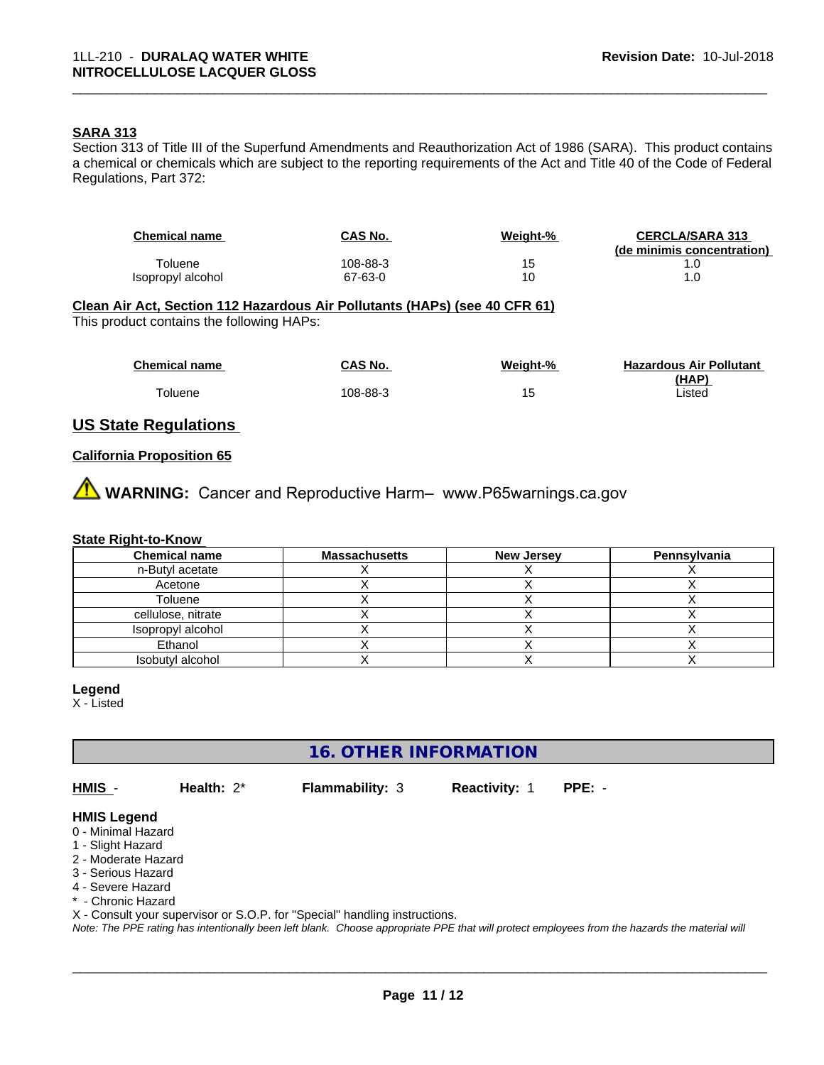#### SARA 313

Section 313 of Title III of the Superfund Amendments and Reauthorization Act of 1986 (SARA). This product contains a chemical or chemicals which are subject to the reporting requirements of the Act and Title 40 of the Code of Federal Regulations, Part 372:

| Chemical name | CAS No. | Weight-% | CERCLA/SARA 313 (de minimis concentration) |
|---|---|---|---|
| Toluene | 108-88-3 | 15 | 1.0 |
| Isopropyl alcohol | 67-63-0 | 10 | 1.0 |

#### Clean Air Act, Section 112 Hazardous Air Pollutants (HAPs) (see 40 CFR 61)

This product contains the following HAPs:

| Chemical name | CAS No. | Weight-% | Hazardous Air Pollutant (HAP) |
|---|---|---|---|
| Toluene | 108-88-3 | 15 | Listed |

## US State Regulations

#### California Proposition 65

⚠ **WARNING:** Cancer and Reproductive Harm– www.P65warnings.ca.gov

#### State Right-to-Know

| Chemical name | Massachusetts | New Jersey | Pennsylvania |
|---|---|---|---|
| n-Butyl acetate | X | X | X |
| Acetone | X | X | X |
| Toluene | X | X | X |
| cellulose, nitrate | X | X | X |
| Isopropyl alcohol | X | X | X |
| Ethanol | X | X | X |
| Isobutyl alcohol | X | X | X |

**Legend**

X - Listed

## 16. OTHER INFORMATION

**HMIS** - **Health:** 2* **Flammability:** 3 **Reactivity:** 1 **PPE:** -

**HMIS Legend**

0 - Minimal Hazard
1 - Slight Hazard
2 - Moderate Hazard
3 - Serious Hazard
4 - Severe Hazard
* - Chronic Hazard
X - Consult your supervisor or S.O.P. for "Special" handling instructions.

*Note: The PPE rating has intentionally been left blank. Choose appropriate PPE that will protect employees from the hazards the material will*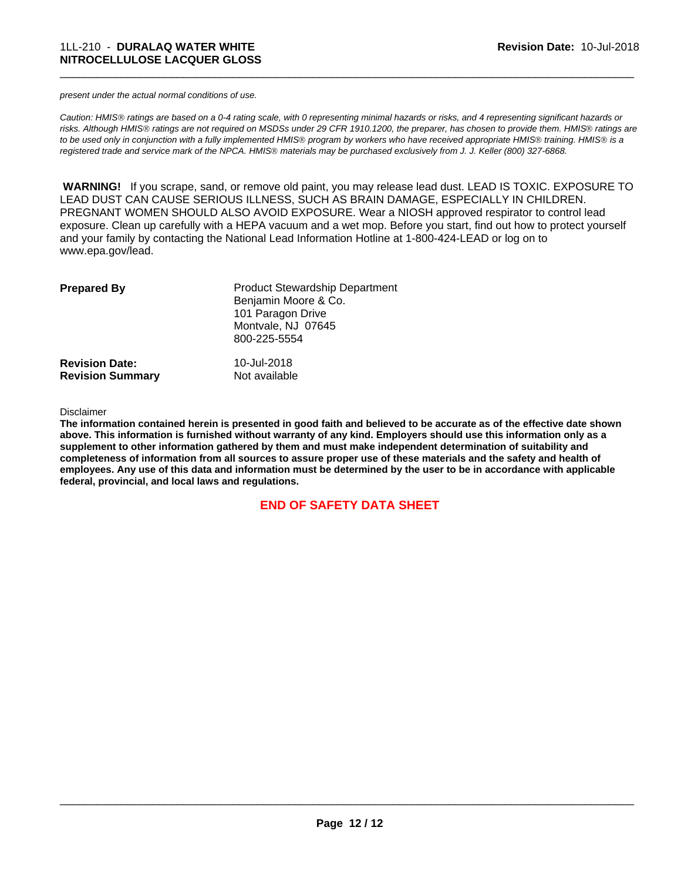*present under the actual normal conditions of use.*

*Caution: HMIS® ratings are based on a 0-4 rating scale, with 0 representing minimal hazards or risks, and 4 representing significant hazards or risks. Although HMIS® ratings are not required on MSDSs under 29 CFR 1910.1200, the preparer, has chosen to provide them. HMIS® ratings are to be used only in conjunction with a fully implemented HMIS® program by workers who have received appropriate HMIS® training. HMIS® is a registered trade and service mark of the NPCA. HMIS® materials may be purchased exclusively from J. J. Keller (800) 327-6868.*

**WARNING!** If you scrape, sand, or remove old paint, you may release lead dust. LEAD IS TOXIC. EXPOSURE TO LEAD DUST CAN CAUSE SERIOUS ILLNESS, SUCH AS BRAIN DAMAGE, ESPECIALLY IN CHILDREN. PREGNANT WOMEN SHOULD ALSO AVOID EXPOSURE. Wear a NIOSH approved respirator to control lead exposure. Clean up carefully with a HEPA vacuum and a wet mop. Before you start, find out how to protect yourself and your family by contacting the National Lead Information Hotline at 1-800-424-LEAD or log on to www.epa.gov/lead.

**Prepared By**

Product Stewardship Department
Benjamin Moore & Co.
101 Paragon Drive
Montvale, NJ 07645
800-225-5554

**Revision Date:** 10-Jul-2018
**Revision Summary** Not available

Disclaimer

**The information contained herein is presented in good faith and believed to be accurate as of the effective date shown above. This information is furnished without warranty of any kind. Employers should use this information only as a supplement to other information gathered by them and must make independent determination of suitability and completeness of information from all sources to assure proper use of these materials and the safety and health of employees. Any use of this data and information must be determined by the user to be in accordance with applicable federal, provincial, and local laws and regulations.**

**END OF SAFETY DATA SHEET**